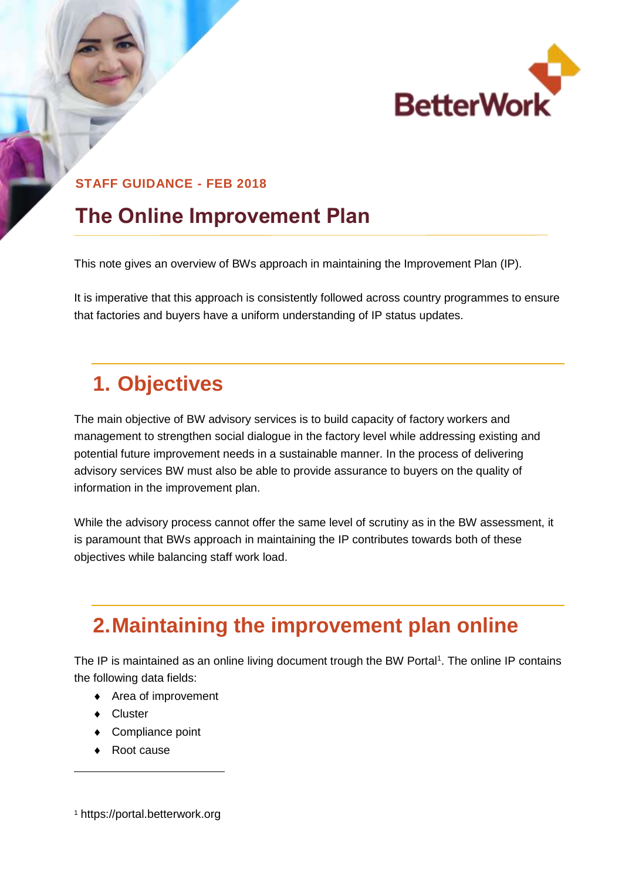**STAFF GUIDANCE - FEB 2018**

# The Online Improvement Plan

This note gives an overview of BWs approach in maintaining the Improvement Plan (IP).

It is imperative that this approach is consistently followed across country programmes to ensure that factories and buyers have a uniform understanding of IP status updates.

## 1. Objectives

The main objective of BW advisory services is to build capacity of factory workers and management to strengthen social dialogue in the factory level while addressing existing and potential future improvement needs in a sustainable manner. In the process of delivering advisory services BW must also be able to provide assurance to buyers on the quality of information in the improvement plan.

While the advisory process cannot offer the same level of scrutiny as in the BW assessment, it is paramount that BWs approach in maintaining the IP contributes towards both of these objectives while balancing staff work load.

## 2. Maintaining the improvement plan online

The IP is maintained as an online living document trough the BW Portal[1]. The online IP contains the following data fields:

- Area of improvement
- Cluster
- Compliance point
- Root cause

[1] https://portal.betterwork.org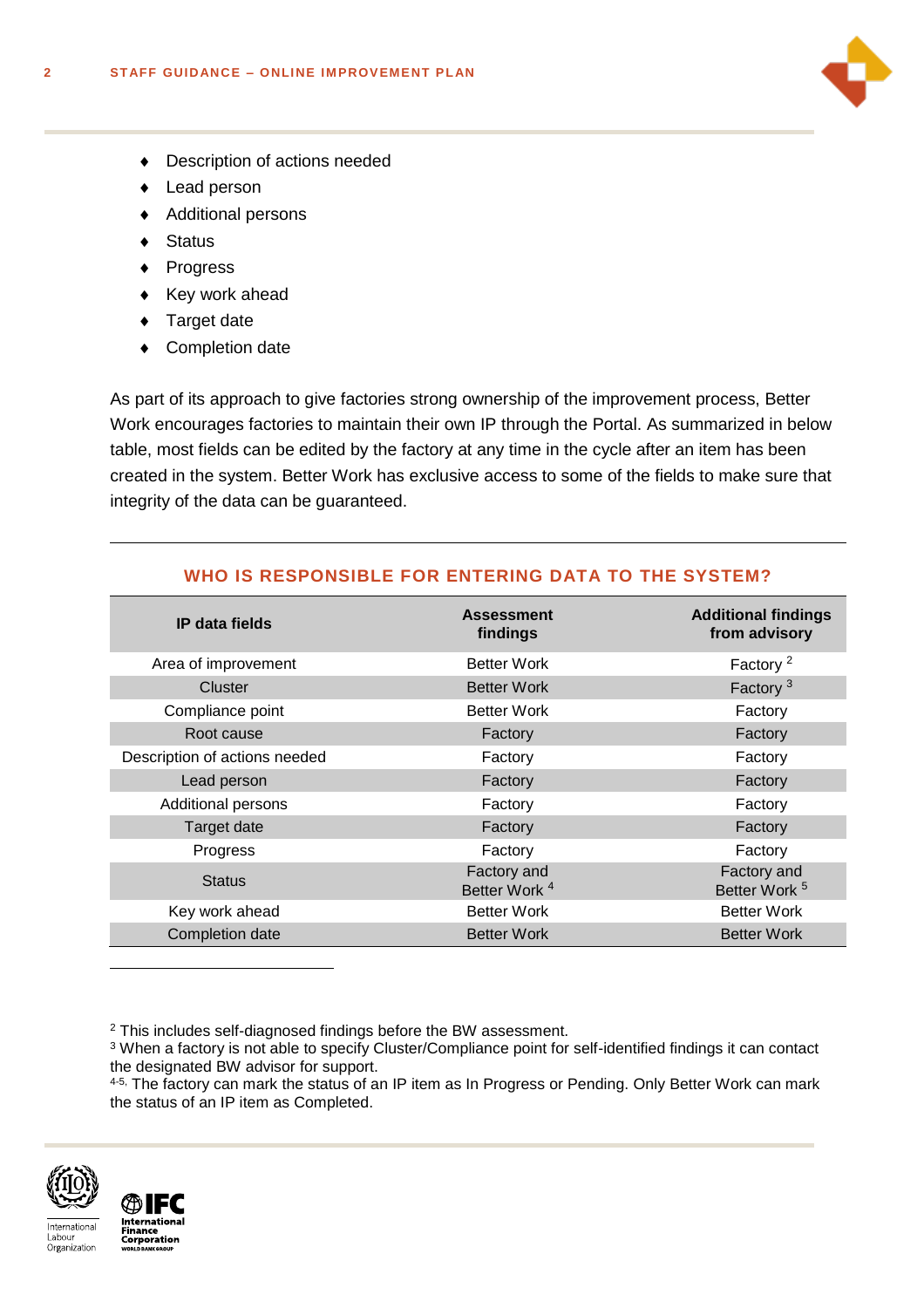- Description of actions needed
- Lead person
- Additional persons
- Status
- Progress
- Key work ahead
- Target date
- Completion date

As part of its approach to give factories strong ownership of the improvement process, Better Work encourages factories to maintain their own IP through the Portal. As summarized in below table, most fields can be edited by the factory at any time in the cycle after an item has been created in the system. Better Work has exclusive access to some of the fields to make sure that integrity of the data can be guaranteed.

### WHO IS RESPONSIBLE FOR ENTERING DATA TO THE SYSTEM?

| IP data fields | Assessment findings | Additional findings from advisory |
|---|---|---|
| Area of improvement | Better Work | Factory [2] |
| Cluster | Better Work | Factory [3] |
| Compliance point | Better Work | Factory |
| Root cause | Factory | Factory |
| Description of actions needed | Factory | Factory |
| Lead person | Factory | Factory |
| Additional persons | Factory | Factory |
| Target date | Factory | Factory |
| Progress | Factory | Factory |
| Status | Factory and Better Work [4] | Factory and Better Work [5] |
| Key work ahead | Better Work | Better Work |
| Completion date | Better Work | Better Work |

[2] This includes self-diagnosed findings before the BW assessment.
[3] When a factory is not able to specify Cluster/Compliance point for self-identified findings it can contact the designated BW advisor for support.
[4-5] The factory can mark the status of an IP item as In Progress or Pending. Only Better Work can mark the status of an IP item as Completed.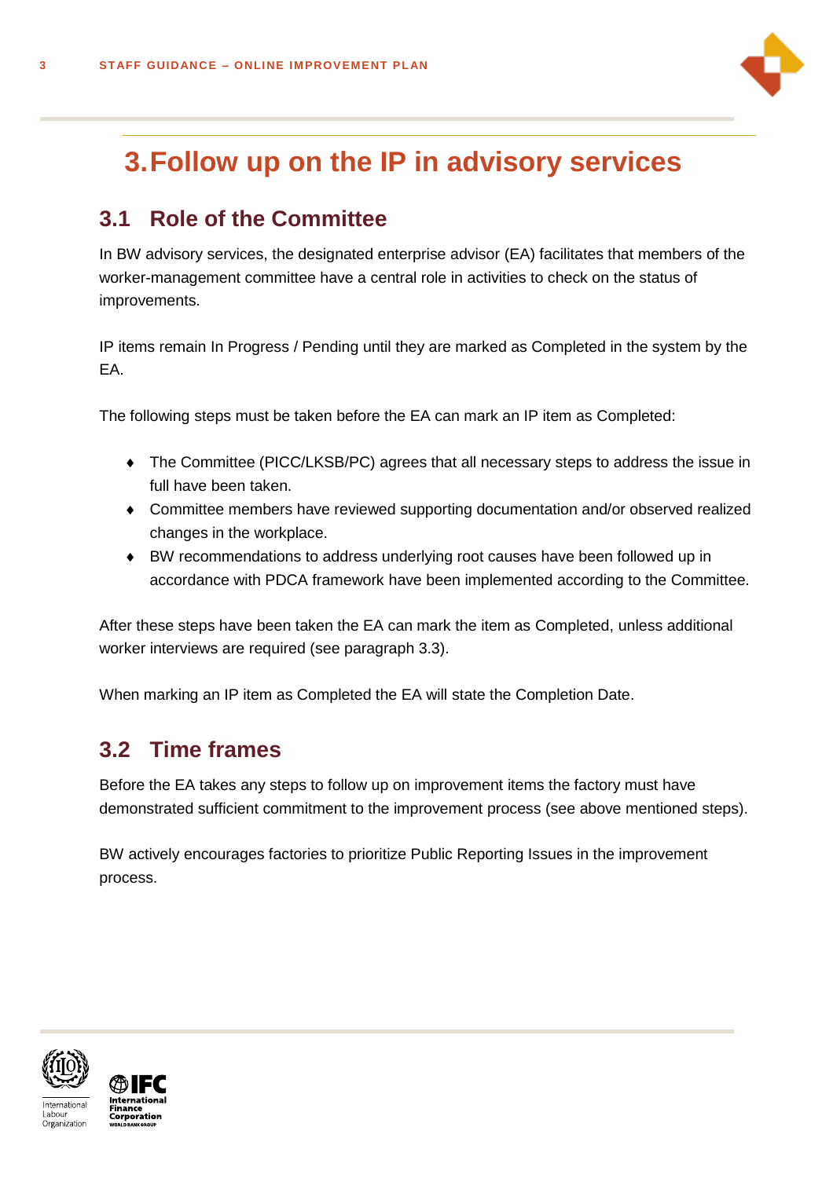# 3. Follow up on the IP in advisory services

## 3.1 Role of the Committee

In BW advisory services, the designated enterprise advisor (EA) facilitates that members of the worker-management committee have a central role in activities to check on the status of improvements.

IP items remain In Progress / Pending until they are marked as Completed in the system by the EA.

The following steps must be taken before the EA can mark an IP item as Completed:

- The Committee (PICC/LKSB/PC) agrees that all necessary steps to address the issue in full have been taken.
- Committee members have reviewed supporting documentation and/or observed realized changes in the workplace.
- BW recommendations to address underlying root causes have been followed up in accordance with PDCA framework have been implemented according to the Committee.

After these steps have been taken the EA can mark the item as Completed, unless additional worker interviews are required (see paragraph 3.3).

When marking an IP item as Completed the EA will state the Completion Date.

## 3.2 Time frames

Before the EA takes any steps to follow up on improvement items the factory must have demonstrated sufficient commitment to the improvement process (see above mentioned steps).

BW actively encourages factories to prioritize Public Reporting Issues in the improvement process.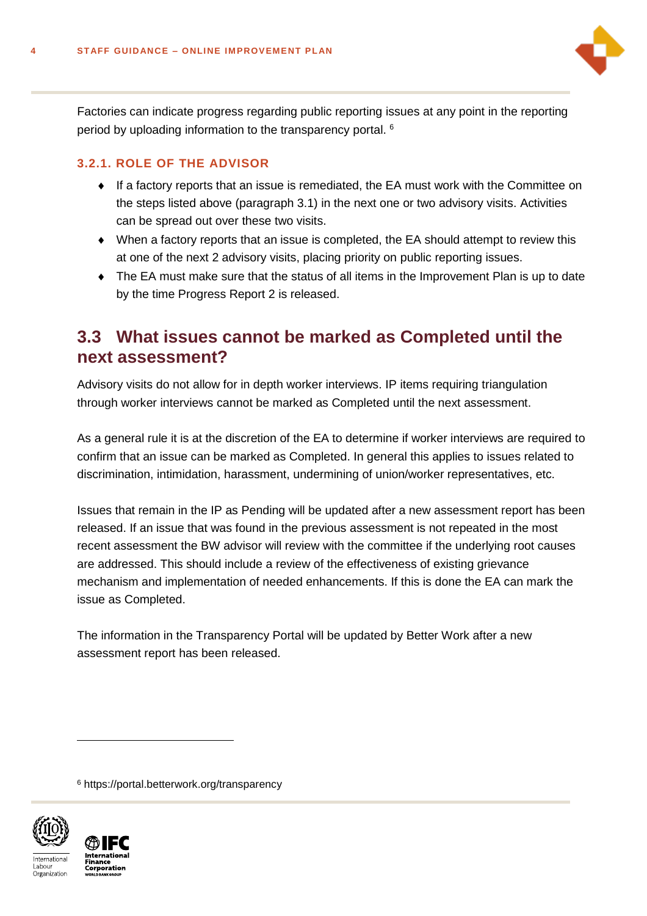Factories can indicate progress regarding public reporting issues at any point in the reporting period by uploading information to the transparency portal. [6]

### 3.2.1. ROLE OF THE ADVISOR

- If a factory reports that an issue is remediated, the EA must work with the Committee on the steps listed above (paragraph 3.1) in the next one or two advisory visits. Activities can be spread out over these two visits.
- When a factory reports that an issue is completed, the EA should attempt to review this at one of the next 2 advisory visits, placing priority on public reporting issues.
- The EA must make sure that the status of all items in the Improvement Plan is up to date by the time Progress Report 2 is released.

## 3.3 What issues cannot be marked as Completed until the next assessment?

Advisory visits do not allow for in depth worker interviews. IP items requiring triangulation through worker interviews cannot be marked as Completed until the next assessment.

As a general rule it is at the discretion of the EA to determine if worker interviews are required to confirm that an issue can be marked as Completed. In general this applies to issues related to discrimination, intimidation, harassment, undermining of union/worker representatives, etc.

Issues that remain in the IP as Pending will be updated after a new assessment report has been released. If an issue that was found in the previous assessment is not repeated in the most recent assessment the BW advisor will review with the committee if the underlying root causes are addressed. This should include a review of the effectiveness of existing grievance mechanism and implementation of needed enhancements. If this is done the EA can mark the issue as Completed.

The information in the Transparency Portal will be updated by Better Work after a new assessment report has been released.

---

[6] https://portal.betterwork.org/transparency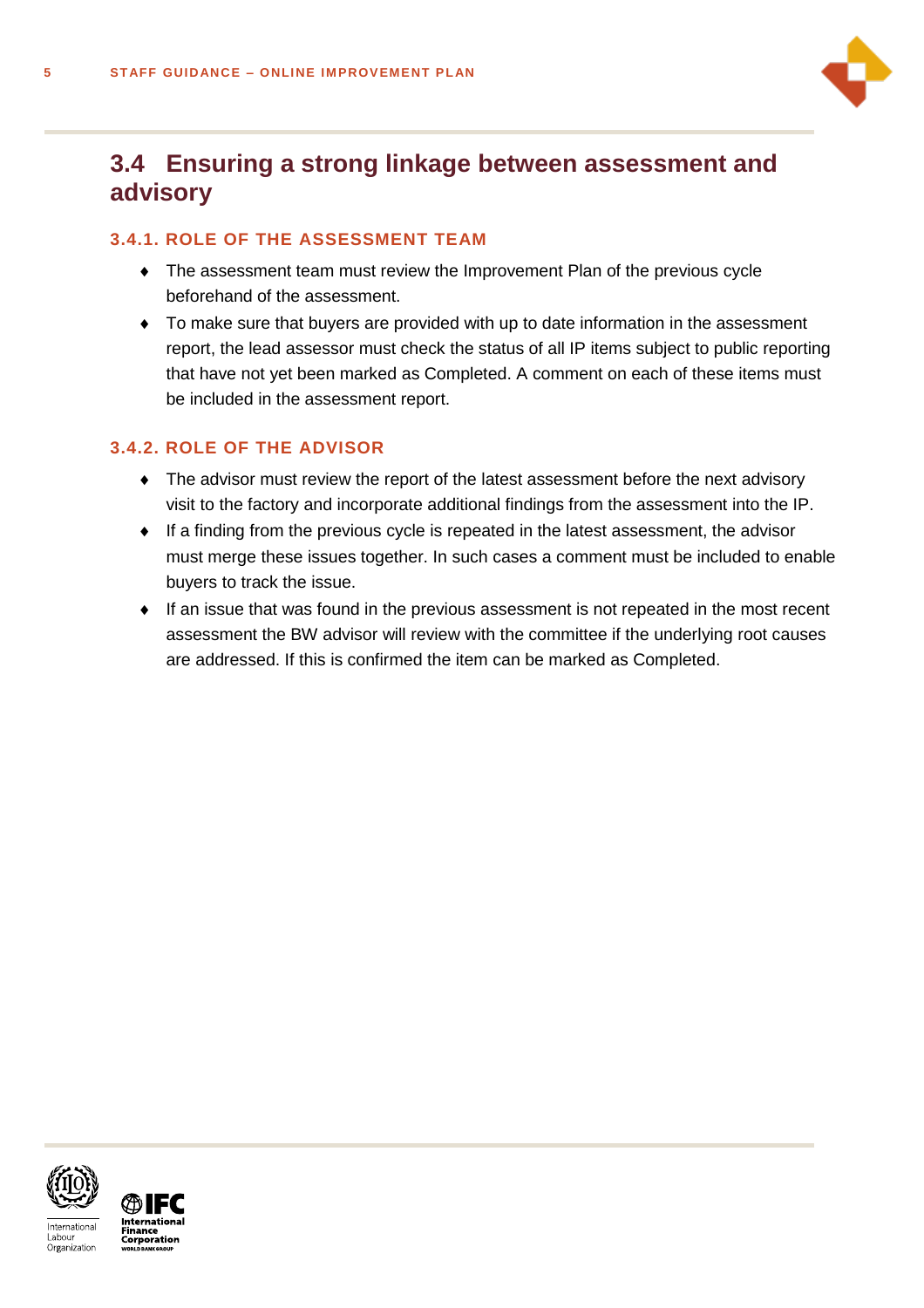## 3.4 Ensuring a strong linkage between assessment and advisory

### 3.4.1. ROLE OF THE ASSESSMENT TEAM

- The assessment team must review the Improvement Plan of the previous cycle beforehand of the assessment.
- To make sure that buyers are provided with up to date information in the assessment report, the lead assessor must check the status of all IP items subject to public reporting that have not yet been marked as Completed. A comment on each of these items must be included in the assessment report.

### 3.4.2. ROLE OF THE ADVISOR

- The advisor must review the report of the latest assessment before the next advisory visit to the factory and incorporate additional findings from the assessment into the IP.
- If a finding from the previous cycle is repeated in the latest assessment, the advisor must merge these issues together. In such cases a comment must be included to enable buyers to track the issue.
- If an issue that was found in the previous assessment is not repeated in the most recent assessment the BW advisor will review with the committee if the underlying root causes are addressed. If this is confirmed the item can be marked as Completed.